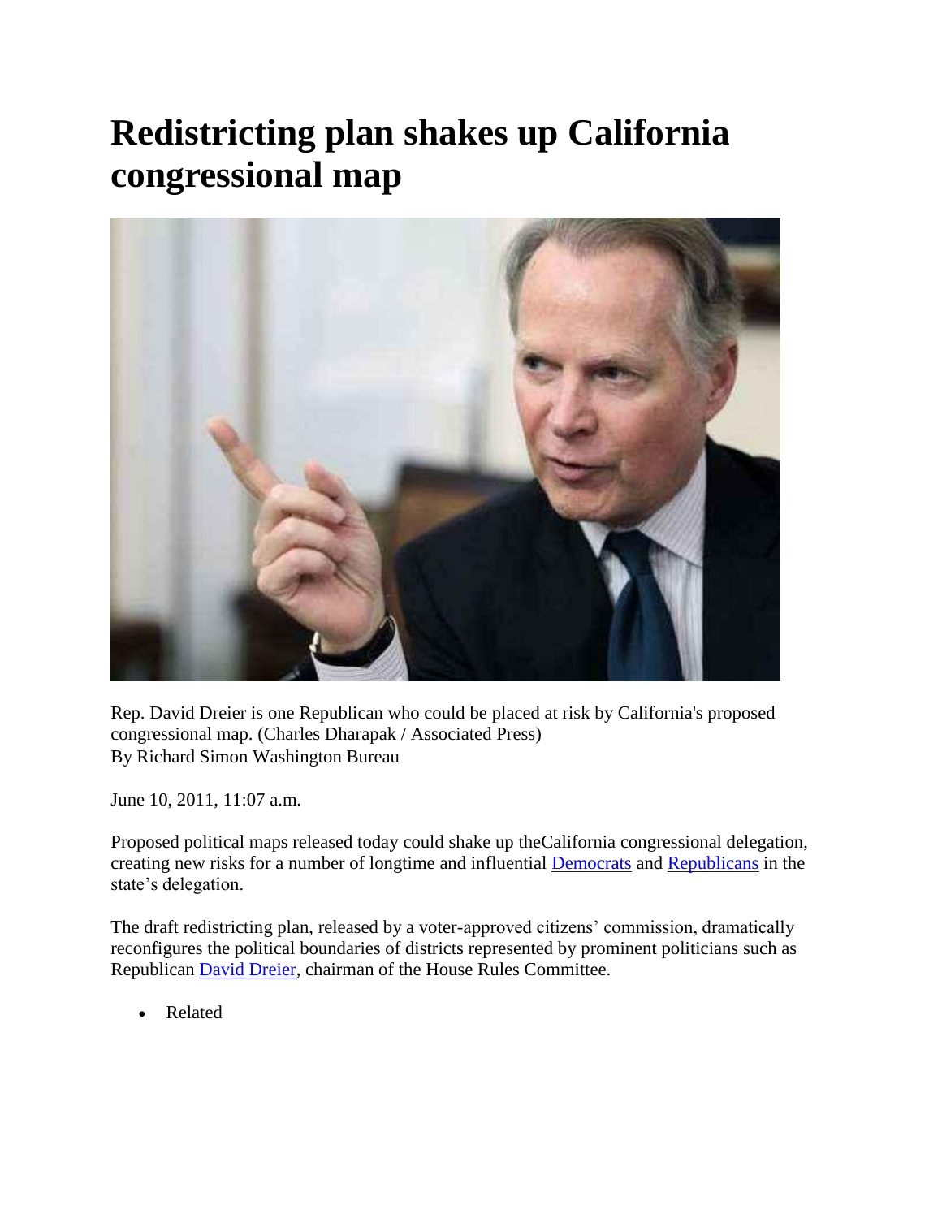# Redistricting plan shakes up California congressional map

Rep. David Dreier is one Republican who could be placed at risk by California's proposed congressional map. (Charles Dharapak / Associated Press)
By Richard Simon Washington Bureau

June 10, 2011, 11:07 a.m.

Proposed political maps released today could shake up theCalifornia congressional delegation, creating new risks for a number of longtime and influential Democrats and Republicans in the state's delegation.

The draft redistricting plan, released by a voter-approved citizens' commission, dramatically reconfigures the political boundaries of districts represented by prominent politicians such as Republican David Dreier, chairman of the House Rules Committee.

- Related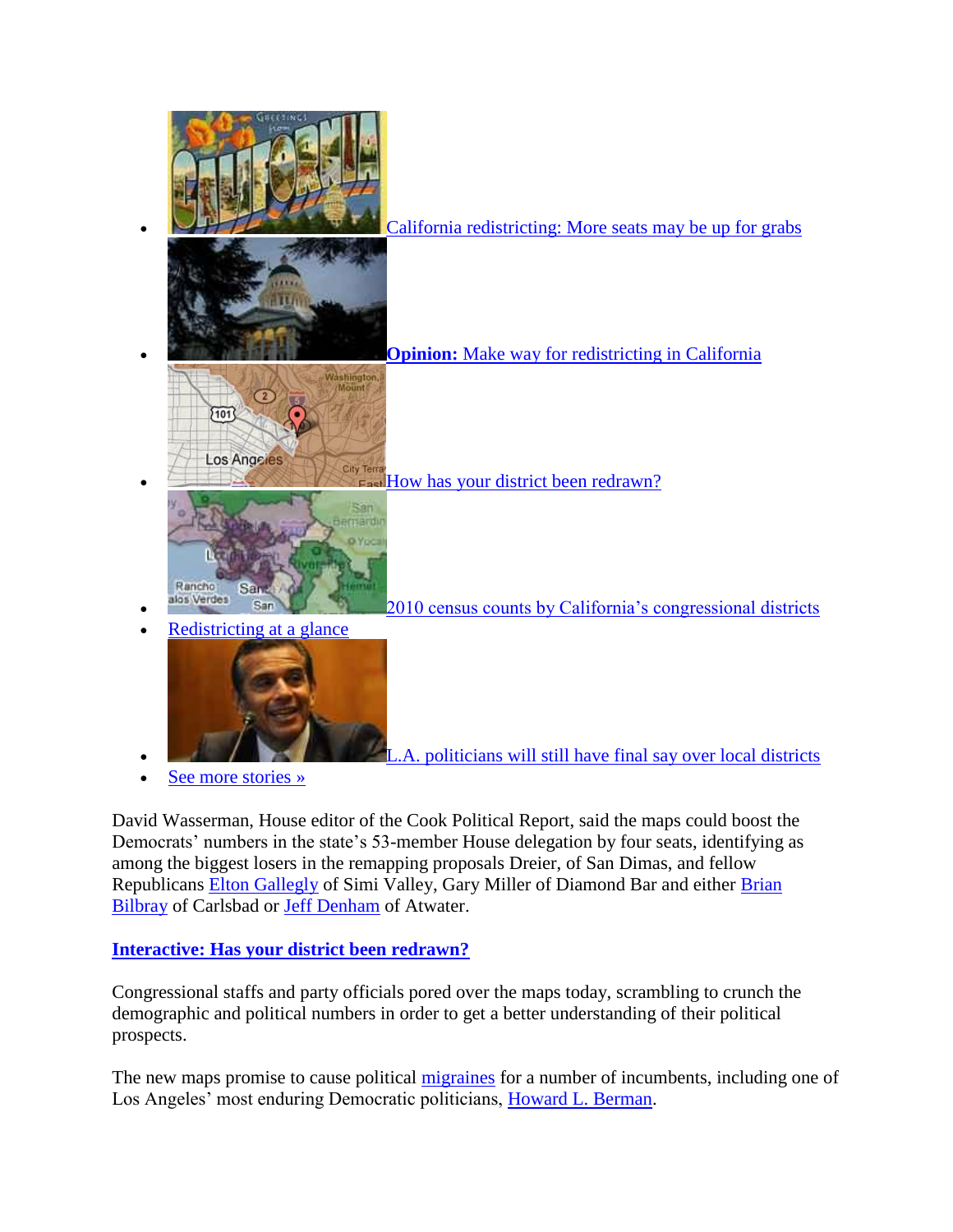- California redistricting: More seats may be up for grabs
- **Opinion:** Make way for redistricting in California
- How has your district been redrawn?
- 2010 census counts by California's congressional districts
- Redistricting at a glance
- L.A. politicians will still have final say over local districts
- See more stories »

David Wasserman, House editor of the Cook Political Report, said the maps could boost the Democrats' numbers in the state's 53-member House delegation by four seats, identifying as among the biggest losers in the remapping proposals Dreier, of San Dimas, and fellow Republicans Elton Gallegly of Simi Valley, Gary Miller of Diamond Bar and either Brian Bilbray of Carlsbad or Jeff Denham of Atwater.

**Interactive: Has your district been redrawn?**

Congressional staffs and party officials pored over the maps today, scrambling to crunch the demographic and political numbers in order to get a better understanding of their political prospects.

The new maps promise to cause political migraines for a number of incumbents, including one of Los Angeles' most enduring Democratic politicians, Howard L. Berman.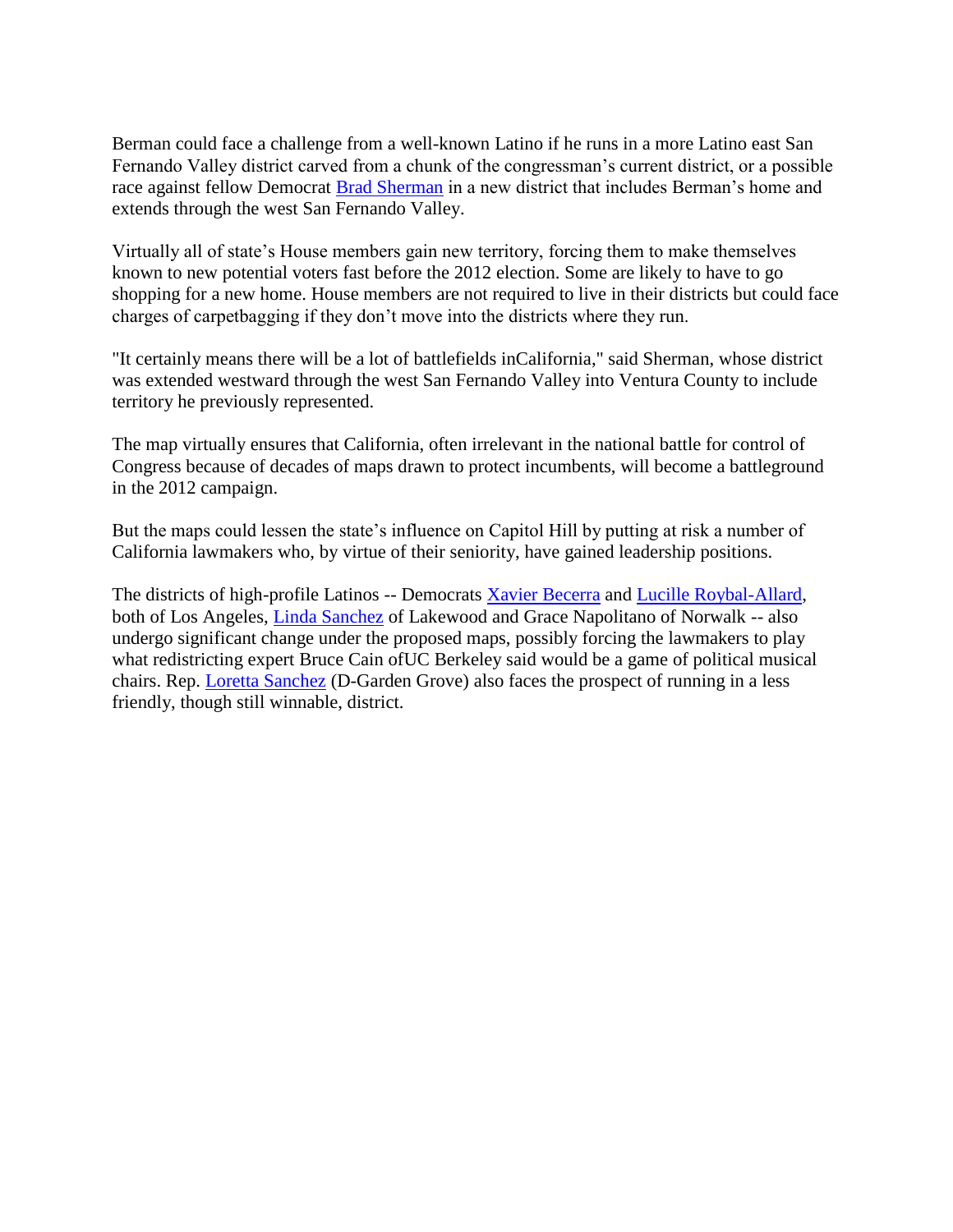Berman could face a challenge from a well-known Latino if he runs in a more Latino east San Fernando Valley district carved from a chunk of the congressman's current district, or a possible race against fellow Democrat Brad Sherman in a new district that includes Berman's home and extends through the west San Fernando Valley.

Virtually all of state's House members gain new territory, forcing them to make themselves known to new potential voters fast before the 2012 election. Some are likely to have to go shopping for a new home. House members are not required to live in their districts but could face charges of carpetbagging if they don't move into the districts where they run.

"It certainly means there will be a lot of battlefields inCalifornia," said Sherman, whose district was extended westward through the west San Fernando Valley into Ventura County to include territory he previously represented.

The map virtually ensures that California, often irrelevant in the national battle for control of Congress because of decades of maps drawn to protect incumbents, will become a battleground in the 2012 campaign.

But the maps could lessen the state's influence on Capitol Hill by putting at risk a number of California lawmakers who, by virtue of their seniority, have gained leadership positions.

The districts of high-profile Latinos -- Democrats Xavier Becerra and Lucille Roybal-Allard, both of Los Angeles, Linda Sanchez of Lakewood and Grace Napolitano of Norwalk -- also undergo significant change under the proposed maps, possibly forcing the lawmakers to play what redistricting expert Bruce Cain ofUC Berkeley said would be a game of political musical chairs. Rep. Loretta Sanchez (D-Garden Grove) also faces the prospect of running in a less friendly, though still winnable, district.